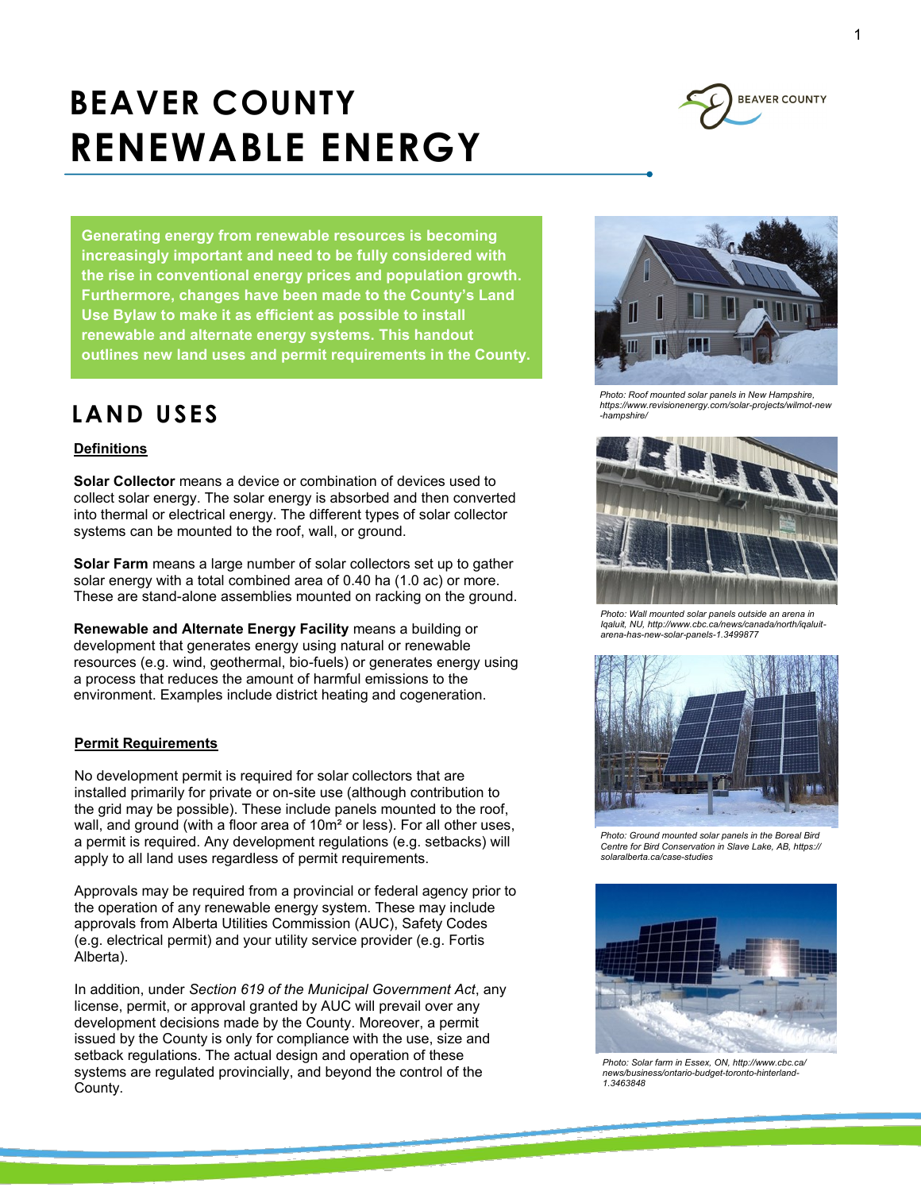# BEAVER COUNTY RENEWABLE ENERGY

**Generating energy from renewable resources is becoming increasingly important and need to be fully considered with the rise in conventional energy prices and population growth. Furthermore, changes have been made to the County's Land Use Bylaw to make it as efficient as possible to install renewable and alternate energy systems. This handout outlines new land uses and permit requirements in the County.**

## LAND USES

### Definitions

**Solar Collector** means a device or combination of devices used to collect solar energy. The solar energy is absorbed and then converted into thermal or electrical energy. The different types of solar collector systems can be mounted to the roof, wall, or ground.

**Solar Farm** means a large number of solar collectors set up to gather solar energy with a total combined area of 0.40 ha (1.0 ac) or more. These are stand-alone assemblies mounted on racking on the ground.

**Renewable and Alternate Energy Facility** means a building or development that generates energy using natural or renewable resources (e.g. wind, geothermal, bio-fuels) or generates energy using a process that reduces the amount of harmful emissions to the environment. Examples include district heating and cogeneration.

### Permit Requirements

No development permit is required for solar collectors that are installed primarily for private or on-site use (although contribution to the grid may be possible). These include panels mounted to the roof, wall, and ground (with a floor area of 10m² or less). For all other uses, a permit is required. Any development regulations (e.g. setbacks) will apply to all land uses regardless of permit requirements.

Approvals may be required from a provincial or federal agency prior to the operation of any renewable energy system. These may include approvals from Alberta Utilities Commission (AUC), Safety Codes (e.g. electrical permit) and your utility service provider (e.g. Fortis Alberta).

In addition, under *Section 619 of the Municipal Government Act*, any license, permit, or approval granted by AUC will prevail over any development decisions made by the County. Moreover, a permit issued by the County is only for compliance with the use, size and setback regulations. The actual design and operation of these systems are regulated provincially, and beyond the control of the County.

*Photo: Roof mounted solar panels in New Hampshire, https://www.revisionenergy.com/solar-projects/wilmot-new-hampshire/*

*Photo: Wall mounted solar panels outside an arena in Iqaluit, NU, http://www.cbc.ca/news/canada/north/iqaluit-arena-has-new-solar-panels-1.3499877*

*Photo: Ground mounted solar panels in the Boreal Bird Centre for Bird Conservation in Slave Lake, AB, https://solaralberta.ca/case-studies*

*Photo: Solar farm in Essex, ON, http://www.cbc.ca/news/business/ontario-budget-toronto-hinterland-1.3463848*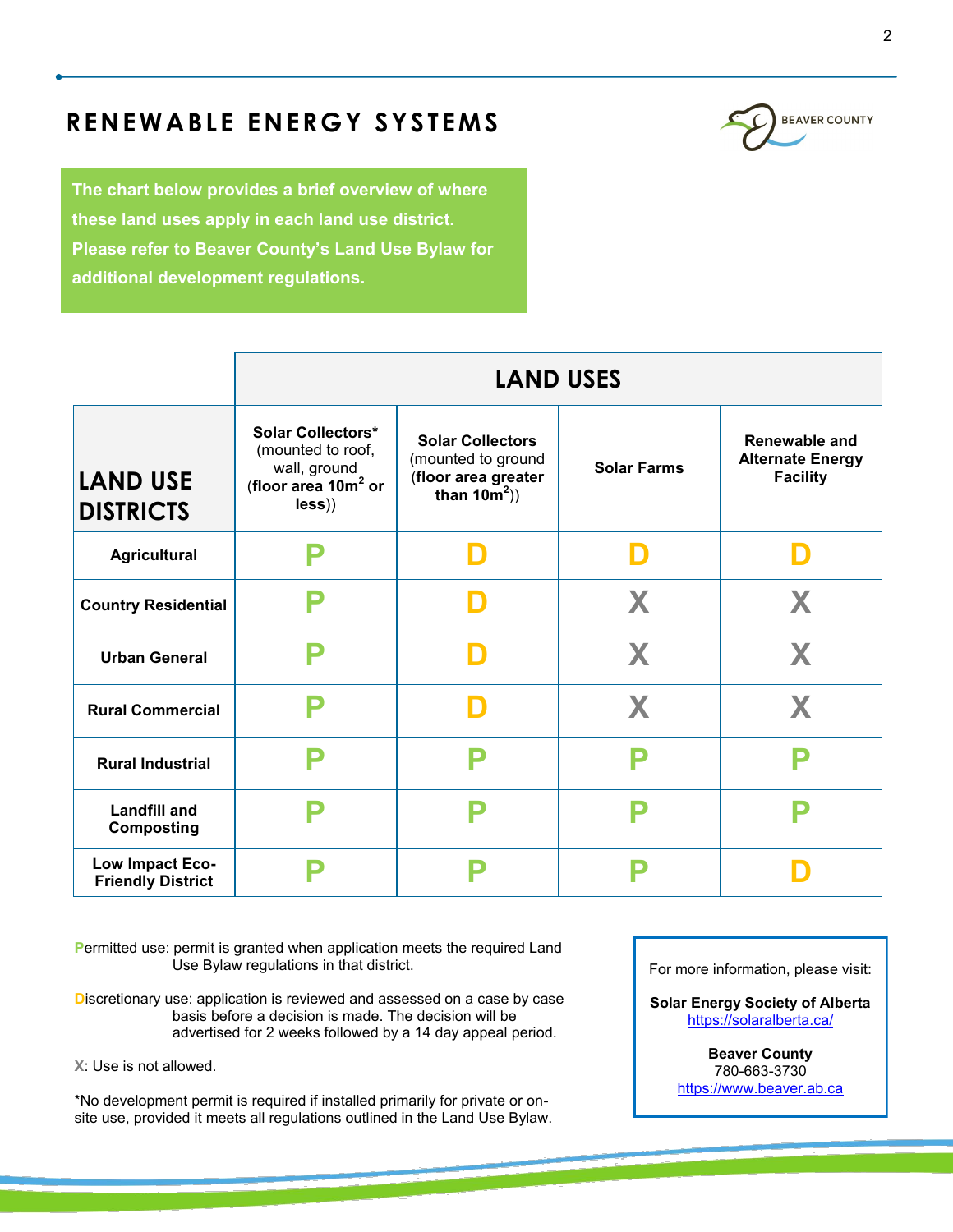# RENEWABLE ENERGY SYSTEMS

BEAVER COUNTY

**The chart below provides a brief overview of where these land uses apply in each land use district. Please refer to Beaver County's Land Use Bylaw for additional development regulations.**

| | **LAND USES** | | | |
|---|---|---|---|---|
| **LAND USE DISTRICTS** | **Solar Collectors*** (mounted to roof, wall, ground (**floor area 10m² or less**)) | **Solar Collectors** (mounted to ground (**floor area greater than 10m²**)) | **Solar Farms** | **Renewable and Alternate Energy Facility** |
| **Agricultural** | P | D | D | D |
| **Country Residential** | P | D | X | X |
| **Urban General** | P | D | X | X |
| **Rural Commercial** | P | D | X | X |
| **Rural Industrial** | P | P | P | P |
| **Landfill and Composting** | P | P | P | P |
| **Low Impact Eco-Friendly District** | P | P | P | D |

**P**ermitted use: permit is granted when application meets the required Land Use Bylaw regulations in that district.

**D**iscretionary use: application is reviewed and assessed on a case by case basis before a decision is made. The decision will be advertised for 2 weeks followed by a 14 day appeal period.

**X**: Use is not allowed.

*No development permit is required if installed primarily for private or on-site use, provided it meets all regulations outlined in the Land Use Bylaw.

For more information, please visit:

**Solar Energy Society of Alberta**
https://solaralberta.ca/

**Beaver County**
780-663-3730
https://www.beaver.ab.ca